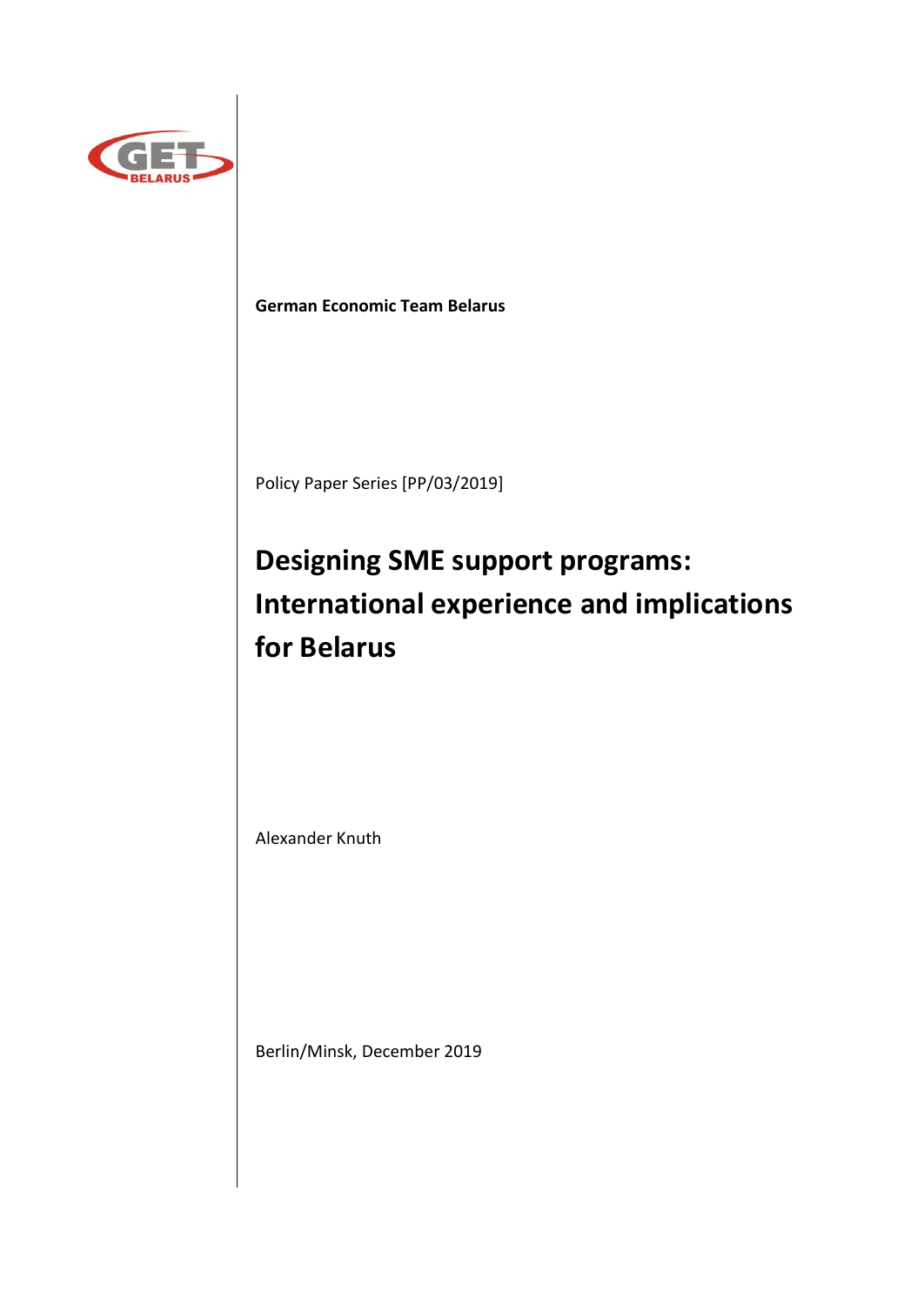**German Economic Team Belarus**

Policy Paper Series [PP/03/2019]

# Designing SME support programs: International experience and implications for Belarus

Alexander Knuth

Berlin/Minsk, December 2019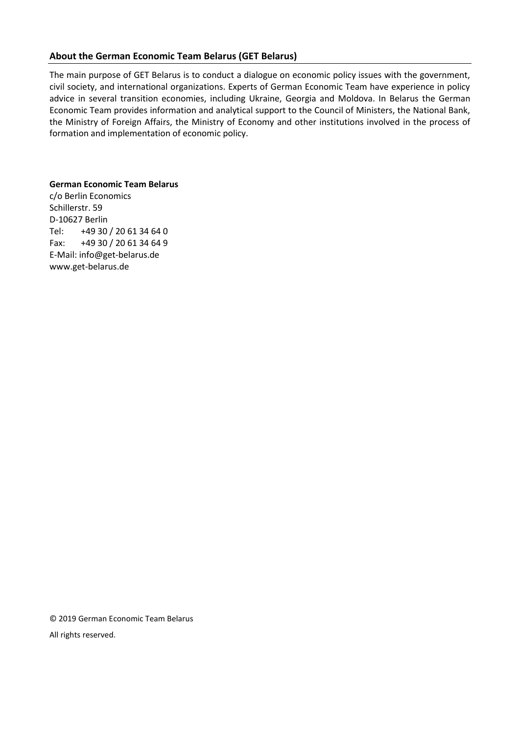## About the German Economic Team Belarus (GET Belarus)

The main purpose of GET Belarus is to conduct a dialogue on economic policy issues with the government, civil society, and international organizations. Experts of German Economic Team have experience in policy advice in several transition economies, including Ukraine, Georgia and Moldova. In Belarus the German Economic Team provides information and analytical support to the Council of Ministers, the National Bank, the Ministry of Foreign Affairs, the Ministry of Economy and other institutions involved in the process of formation and implementation of economic policy.

**German Economic Team Belarus**
c/o Berlin Economics
Schillerstr. 59
D-10627 Berlin
Tel: +49 30 / 20 61 34 64 0
Fax: +49 30 / 20 61 34 64 9
E-Mail: info@get-belarus.de
www.get-belarus.de

© 2019 German Economic Team Belarus

All rights reserved.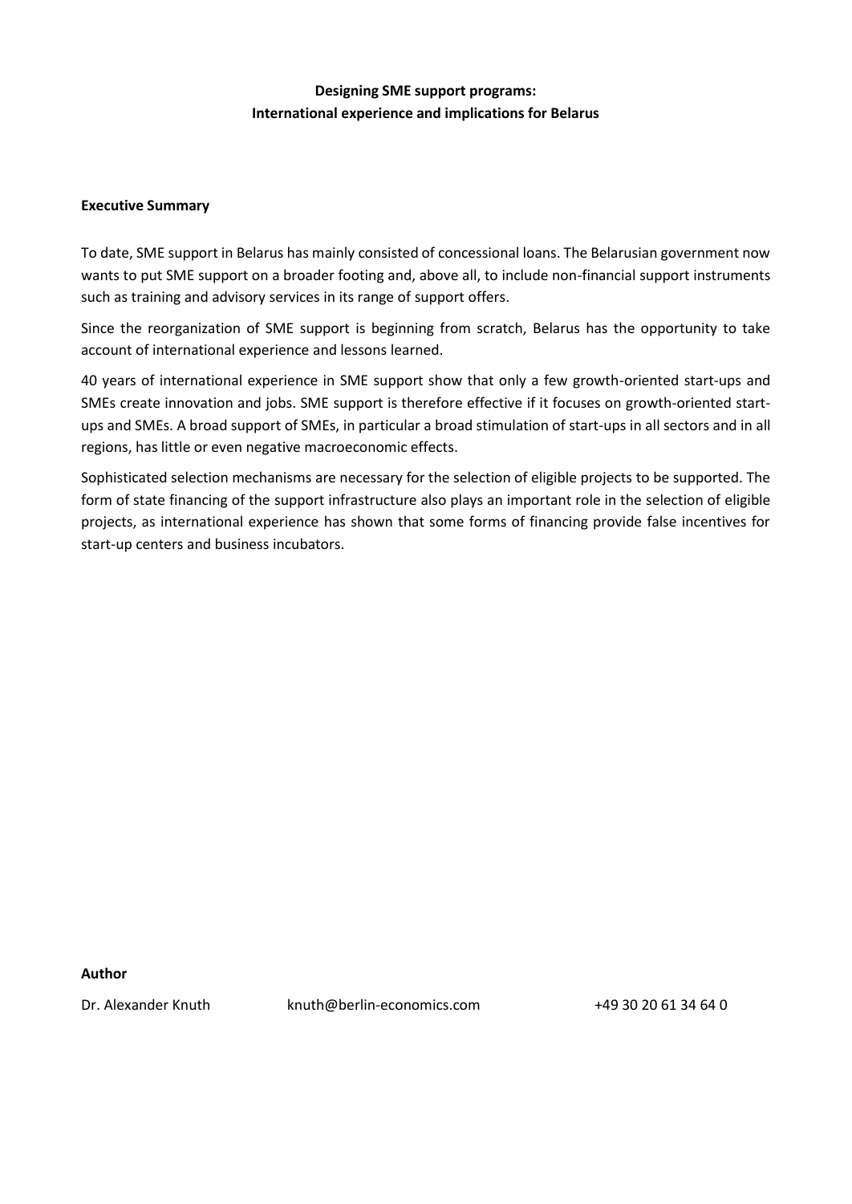**Designing SME support programs:**
**International experience and implications for Belarus**

**Executive Summary**

To date, SME support in Belarus has mainly consisted of concessional loans. The Belarusian government now wants to put SME support on a broader footing and, above all, to include non-financial support instruments such as training and advisory services in its range of support offers.

Since the reorganization of SME support is beginning from scratch, Belarus has the opportunity to take account of international experience and lessons learned.

40 years of international experience in SME support show that only a few growth-oriented start-ups and SMEs create innovation and jobs. SME support is therefore effective if it focuses on growth-oriented start-ups and SMEs. A broad support of SMEs, in particular a broad stimulation of start-ups in all sectors and in all regions, has little or even negative macroeconomic effects.

Sophisticated selection mechanisms are necessary for the selection of eligible projects to be supported. The form of state financing of the support infrastructure also plays an important role in the selection of eligible projects, as international experience has shown that some forms of financing provide false incentives for start-up centers and business incubators.

**Author**

Dr. Alexander Knuth knuth@berlin-economics.com +49 30 20 61 34 64 0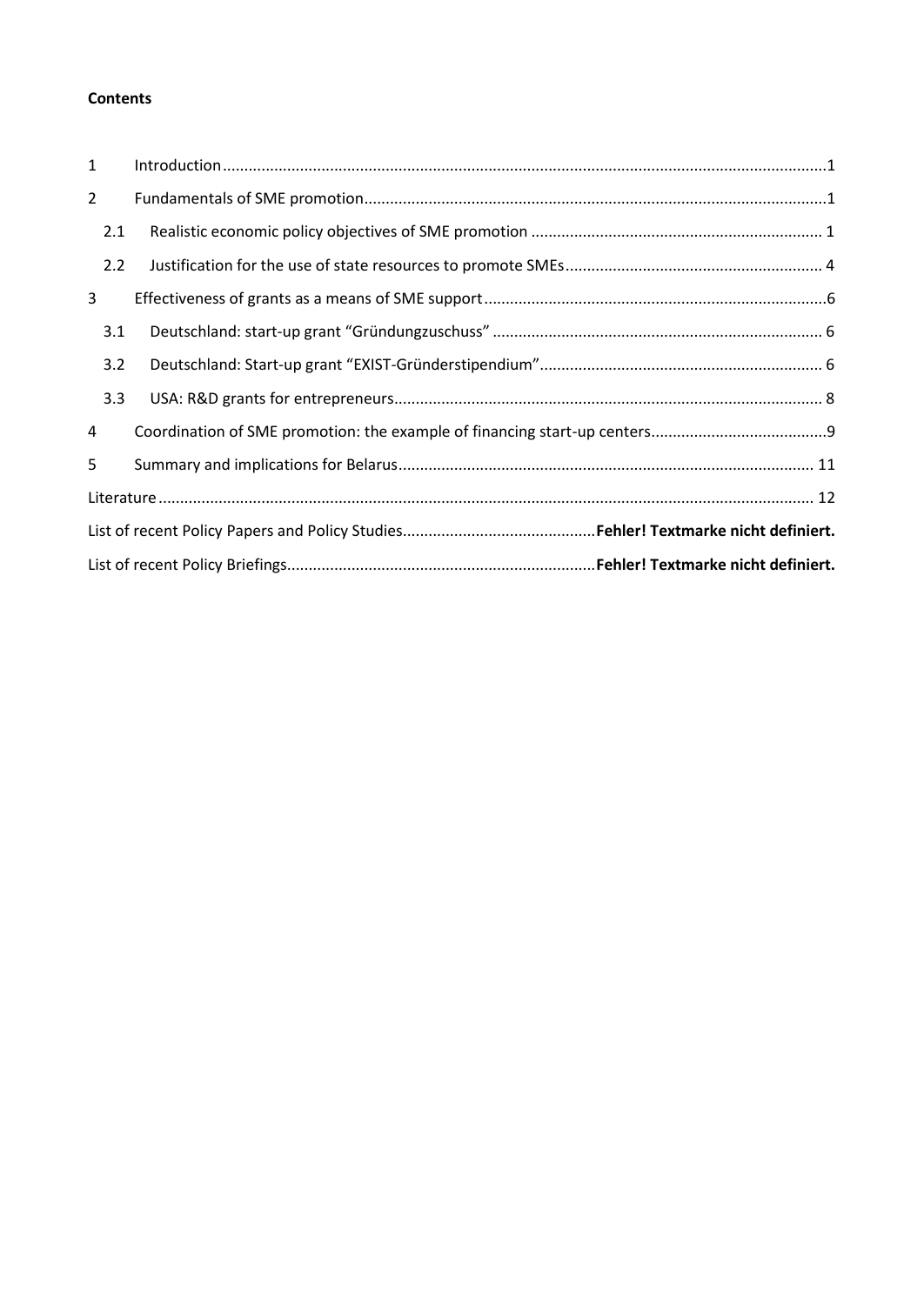**Contents**

| | | |
|---|---|---|
| 1 | Introduction | 1 |
| 2 | Fundamentals of SME promotion | 1 |
| 2.1 | Realistic economic policy objectives of SME promotion | 1 |
| 2.2 | Justification for the use of state resources to promote SMEs | 4 |
| 3 | Effectiveness of grants as a means of SME support | 6 |
| 3.1 | Deutschland: start-up grant "Gründungzuschuss" | 6 |
| 3.2 | Deutschland: Start-up grant "EXIST-Gründerstipendium" | 6 |
| 3.3 | USA: R&D grants for entrepreneurs | 8 |
| 4 | Coordination of SME promotion: the example of financing start-up centers | 9 |
| 5 | Summary and implications for Belarus | 11 |
| Literature | | 12 |
| List of recent Policy Papers and Policy Studies | | **Fehler! Textmarke nicht definiert.** |
| List of recent Policy Briefings | | **Fehler! Textmarke nicht definiert.** |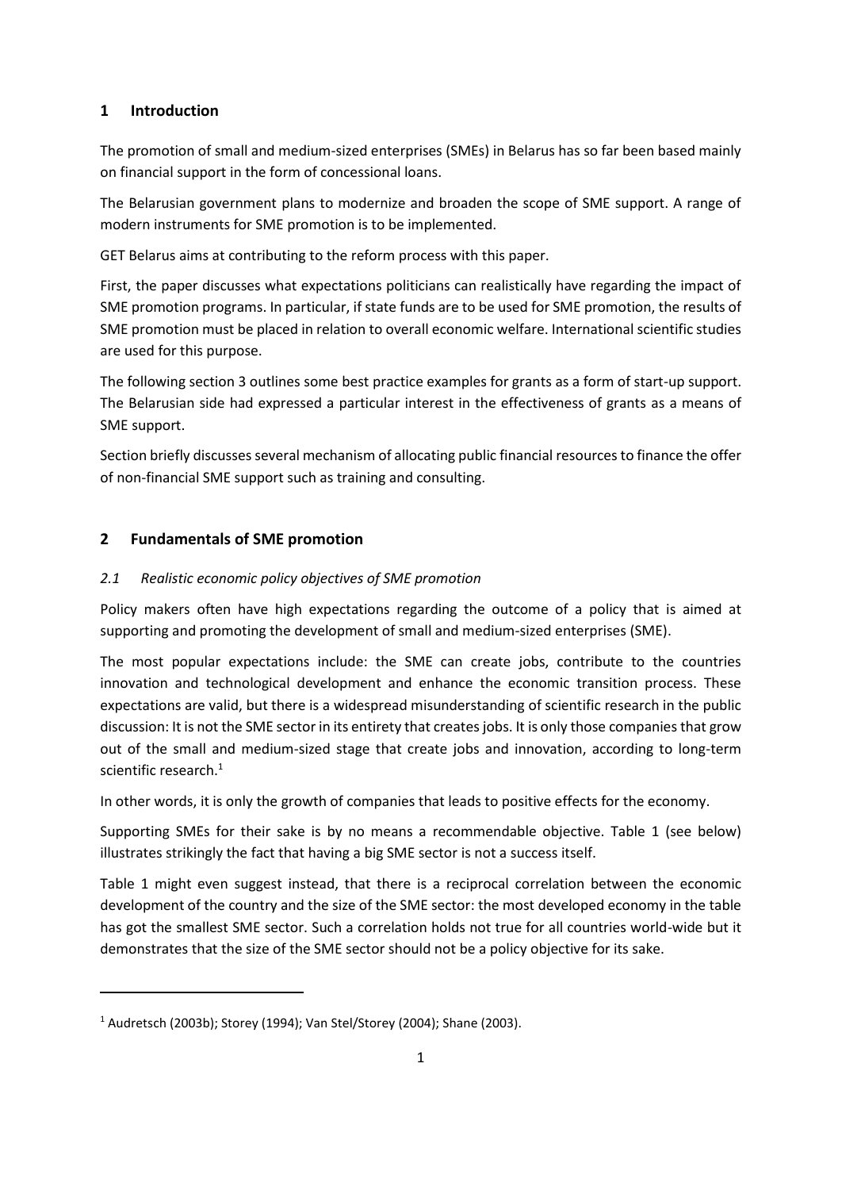## 1 Introduction

The promotion of small and medium-sized enterprises (SMEs) in Belarus has so far been based mainly on financial support in the form of concessional loans.

The Belarusian government plans to modernize and broaden the scope of SME support. A range of modern instruments for SME promotion is to be implemented.

GET Belarus aims at contributing to the reform process with this paper.

First, the paper discusses what expectations politicians can realistically have regarding the impact of SME promotion programs. In particular, if state funds are to be used for SME promotion, the results of SME promotion must be placed in relation to overall economic welfare. International scientific studies are used for this purpose.

The following section 3 outlines some best practice examples for grants as a form of start-up support. The Belarusian side had expressed a particular interest in the effectiveness of grants as a means of SME support.

Section briefly discusses several mechanism of allocating public financial resources to finance the offer of non-financial SME support such as training and consulting.

## 2 Fundamentals of SME promotion

### *2.1 Realistic economic policy objectives of SME promotion*

Policy makers often have high expectations regarding the outcome of a policy that is aimed at supporting and promoting the development of small and medium-sized enterprises (SME).

The most popular expectations include: the SME can create jobs, contribute to the countries innovation and technological development and enhance the economic transition process. These expectations are valid, but there is a widespread misunderstanding of scientific research in the public discussion: It is not the SME sector in its entirety that creates jobs. It is only those companies that grow out of the small and medium-sized stage that create jobs and innovation, according to long-term scientific research.[1]

In other words, it is only the growth of companies that leads to positive effects for the economy.

Supporting SMEs for their sake is by no means a recommendable objective. Table 1 (see below) illustrates strikingly the fact that having a big SME sector is not a success itself.

Table 1 might even suggest instead, that there is a reciprocal correlation between the economic development of the country and the size of the SME sector: the most developed economy in the table has got the smallest SME sector. Such a correlation holds not true for all countries world-wide but it demonstrates that the size of the SME sector should not be a policy objective for its sake.

---

[1] Audretsch (2003b); Storey (1994); Van Stel/Storey (2004); Shane (2003).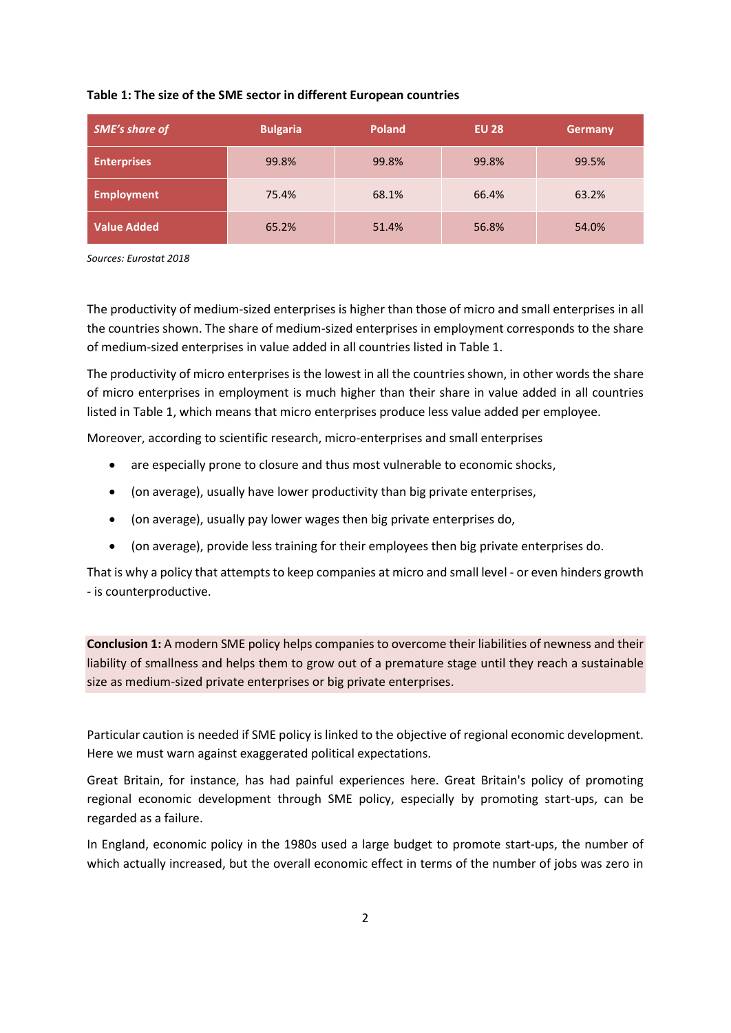**Table 1: The size of the SME sector in different European countries**

| *SME's share of* | Bulgaria | Poland | EU 28 | Germany |
|---|---|---|---|---|
| **Enterprises** | 99.8% | 99.8% | 99.8% | 99.5% |
| **Employment** | 75.4% | 68.1% | 66.4% | 63.2% |
| **Value Added** | 65.2% | 51.4% | 56.8% | 54.0% |

*Sources: Eurostat 2018*

The productivity of medium-sized enterprises is higher than those of micro and small enterprises in all the countries shown. The share of medium-sized enterprises in employment corresponds to the share of medium-sized enterprises in value added in all countries listed in Table 1.

The productivity of micro enterprises is the lowest in all the countries shown, in other words the share of micro enterprises in employment is much higher than their share in value added in all countries listed in Table 1, which means that micro enterprises produce less value added per employee.

Moreover, according to scientific research, micro-enterprises and small enterprises

- are especially prone to closure and thus most vulnerable to economic shocks,
- (on average), usually have lower productivity than big private enterprises,
- (on average), usually pay lower wages then big private enterprises do,
- (on average), provide less training for their employees then big private enterprises do.

That is why a policy that attempts to keep companies at micro and small level - or even hinders growth - is counterproductive.

**Conclusion 1:** A modern SME policy helps companies to overcome their liabilities of newness and their liability of smallness and helps them to grow out of a premature stage until they reach a sustainable size as medium-sized private enterprises or big private enterprises.

Particular caution is needed if SME policy is linked to the objective of regional economic development. Here we must warn against exaggerated political expectations.

Great Britain, for instance, has had painful experiences here. Great Britain's policy of promoting regional economic development through SME policy, especially by promoting start-ups, can be regarded as a failure.

In England, economic policy in the 1980s used a large budget to promote start-ups, the number of which actually increased, but the overall economic effect in terms of the number of jobs was zero in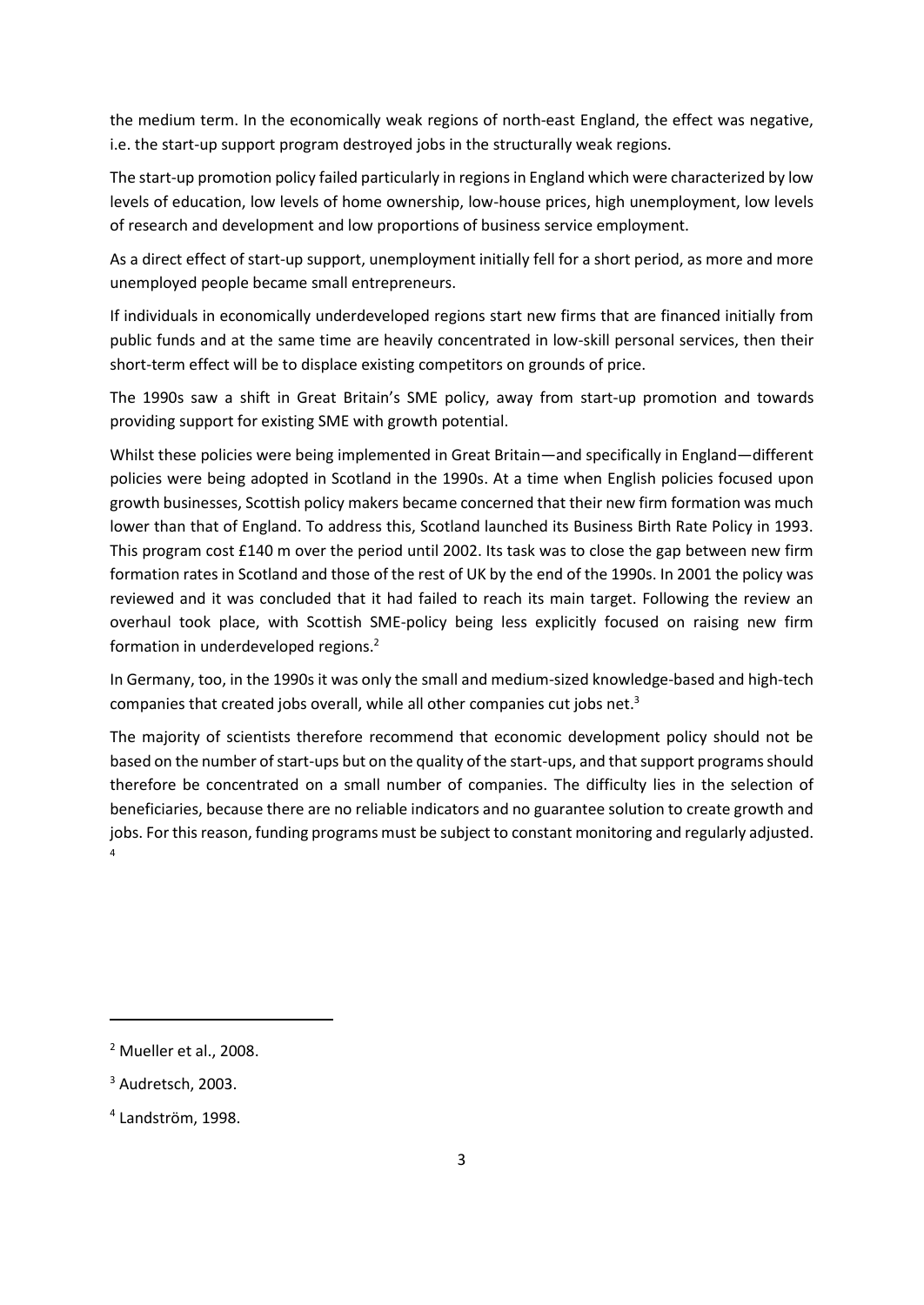the medium term. In the economically weak regions of north-east England, the effect was negative, i.e. the start-up support program destroyed jobs in the structurally weak regions.

The start-up promotion policy failed particularly in regions in England which were characterized by low levels of education, low levels of home ownership, low-house prices, high unemployment, low levels of research and development and low proportions of business service employment.

As a direct effect of start-up support, unemployment initially fell for a short period, as more and more unemployed people became small entrepreneurs.

If individuals in economically underdeveloped regions start new firms that are financed initially from public funds and at the same time are heavily concentrated in low-skill personal services, then their short-term effect will be to displace existing competitors on grounds of price.

The 1990s saw a shift in Great Britain's SME policy, away from start-up promotion and towards providing support for existing SME with growth potential.

Whilst these policies were being implemented in Great Britain—and specifically in England—different policies were being adopted in Scotland in the 1990s. At a time when English policies focused upon growth businesses, Scottish policy makers became concerned that their new firm formation was much lower than that of England. To address this, Scotland launched its Business Birth Rate Policy in 1993. This program cost £140 m over the period until 2002. Its task was to close the gap between new firm formation rates in Scotland and those of the rest of UK by the end of the 1990s. In 2001 the policy was reviewed and it was concluded that it had failed to reach its main target. Following the review an overhaul took place, with Scottish SME-policy being less explicitly focused on raising new firm formation in underdeveloped regions.[2]

In Germany, too, in the 1990s it was only the small and medium-sized knowledge-based and high-tech companies that created jobs overall, while all other companies cut jobs net.[3]

The majority of scientists therefore recommend that economic development policy should not be based on the number of start-ups but on the quality of the start-ups, and that support programs should therefore be concentrated on a small number of companies. The difficulty lies in the selection of beneficiaries, because there are no reliable indicators and no guarantee solution to create growth and jobs. For this reason, funding programs must be subject to constant monitoring and regularly adjusted.[4]

---

[2] Mueller et al., 2008.

[3] Audretsch, 2003.

[4] Landström, 1998.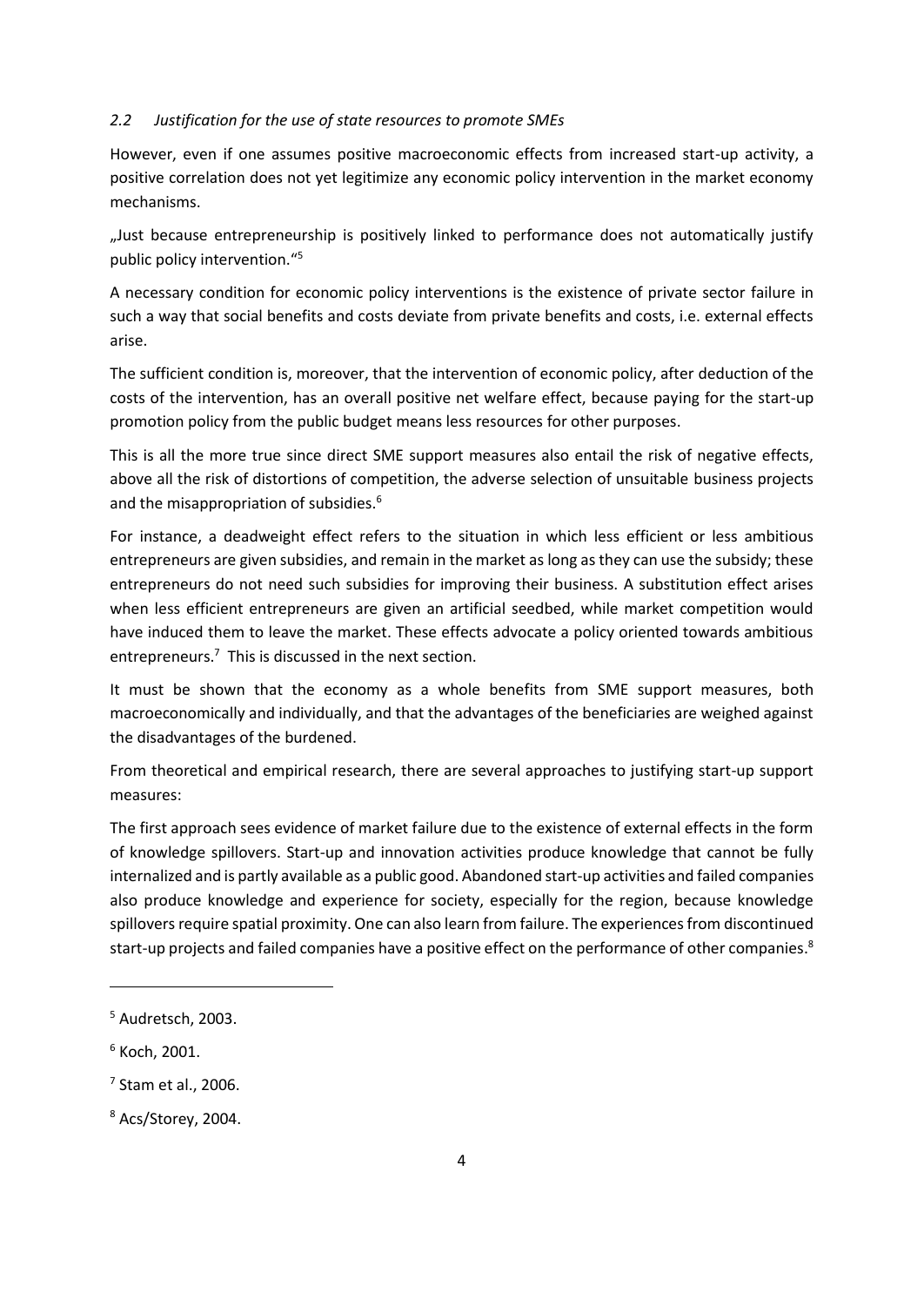### *2.2 Justification for the use of state resources to promote SMEs*

However, even if one assumes positive macroeconomic effects from increased start-up activity, a positive correlation does not yet legitimize any economic policy intervention in the market economy mechanisms.

„Just because entrepreneurship is positively linked to performance does not automatically justify public policy intervention."[5]

A necessary condition for economic policy interventions is the existence of private sector failure in such a way that social benefits and costs deviate from private benefits and costs, i.e. external effects arise.

The sufficient condition is, moreover, that the intervention of economic policy, after deduction of the costs of the intervention, has an overall positive net welfare effect, because paying for the start-up promotion policy from the public budget means less resources for other purposes.

This is all the more true since direct SME support measures also entail the risk of negative effects, above all the risk of distortions of competition, the adverse selection of unsuitable business projects and the misappropriation of subsidies.[6]

For instance, a deadweight effect refers to the situation in which less efficient or less ambitious entrepreneurs are given subsidies, and remain in the market as long as they can use the subsidy; these entrepreneurs do not need such subsidies for improving their business. A substitution effect arises when less efficient entrepreneurs are given an artificial seedbed, while market competition would have induced them to leave the market. These effects advocate a policy oriented towards ambitious entrepreneurs.[7] This is discussed in the next section.

It must be shown that the economy as a whole benefits from SME support measures, both macroeconomically and individually, and that the advantages of the beneficiaries are weighed against the disadvantages of the burdened.

From theoretical and empirical research, there are several approaches to justifying start-up support measures:

The first approach sees evidence of market failure due to the existence of external effects in the form of knowledge spillovers. Start-up and innovation activities produce knowledge that cannot be fully internalized and is partly available as a public good. Abandoned start-up activities and failed companies also produce knowledge and experience for society, especially for the region, because knowledge spillovers require spatial proximity. One can also learn from failure. The experiences from discontinued start-up projects and failed companies have a positive effect on the performance of other companies.[8]

---

[5] Audretsch, 2003.

[6] Koch, 2001.

[7] Stam et al., 2006.

[8] Acs/Storey, 2004.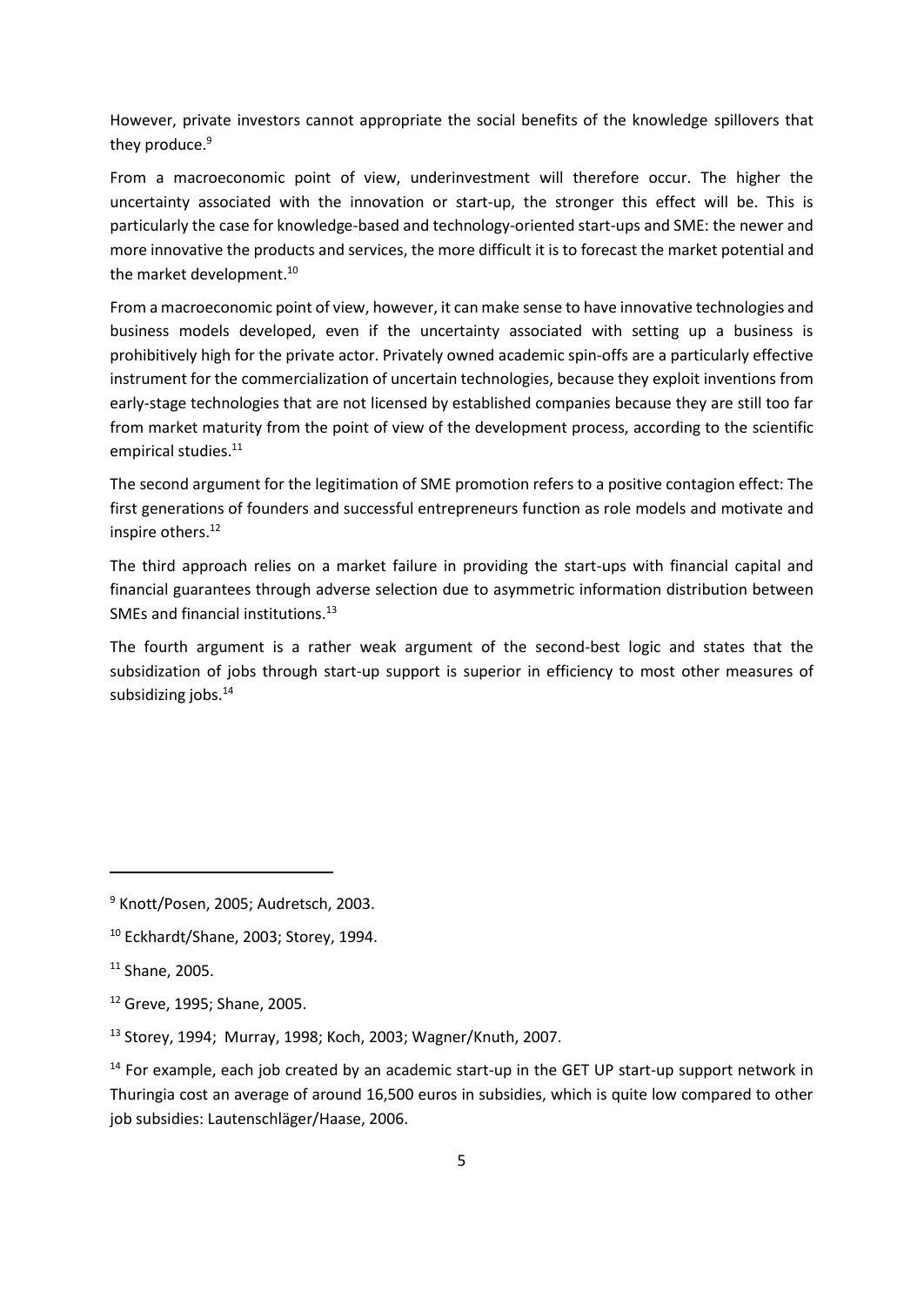However, private investors cannot appropriate the social benefits of the knowledge spillovers that they produce.[9]

From a macroeconomic point of view, underinvestment will therefore occur. The higher the uncertainty associated with the innovation or start-up, the stronger this effect will be. This is particularly the case for knowledge-based and technology-oriented start-ups and SME: the newer and more innovative the products and services, the more difficult it is to forecast the market potential and the market development.[10]

From a macroeconomic point of view, however, it can make sense to have innovative technologies and business models developed, even if the uncertainty associated with setting up a business is prohibitively high for the private actor. Privately owned academic spin-offs are a particularly effective instrument for the commercialization of uncertain technologies, because they exploit inventions from early-stage technologies that are not licensed by established companies because they are still too far from market maturity from the point of view of the development process, according to the scientific empirical studies.[11]

The second argument for the legitimation of SME promotion refers to a positive contagion effect: The first generations of founders and successful entrepreneurs function as role models and motivate and inspire others.[12]

The third approach relies on a market failure in providing the start-ups with financial capital and financial guarantees through adverse selection due to asymmetric information distribution between SMEs and financial institutions.[13]

The fourth argument is a rather weak argument of the second-best logic and states that the subsidization of jobs through start-up support is superior in efficiency to most other measures of subsidizing jobs.[14]

---

[9] Knott/Posen, 2005; Audretsch, 2003.

[10] Eckhardt/Shane, 2003; Storey, 1994.

[11] Shane, 2005.

[12] Greve, 1995; Shane, 2005.

[13] Storey, 1994; Murray, 1998; Koch, 2003; Wagner/Knuth, 2007.

[14] For example, each job created by an academic start-up in the GET UP start-up support network in Thuringia cost an average of around 16,500 euros in subsidies, which is quite low compared to other job subsidies: Lautenschläger/Haase, 2006.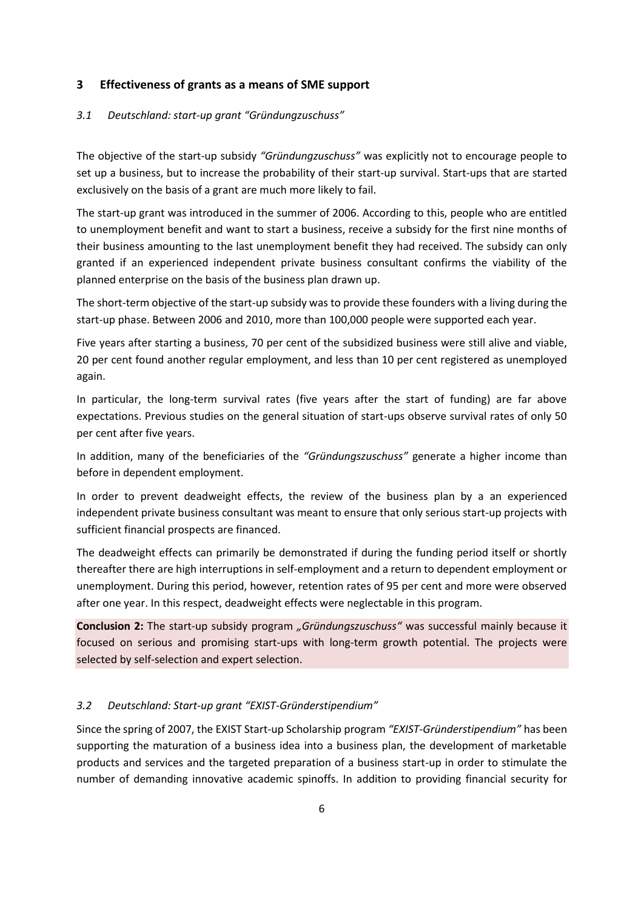## 3 Effectiveness of grants as a means of SME support

### *3.1 Deutschland: start-up grant "Gründungzuschuss"*

The objective of the start-up subsidy *"Gründungzuschuss"* was explicitly not to encourage people to set up a business, but to increase the probability of their start-up survival. Start-ups that are started exclusively on the basis of a grant are much more likely to fail.

The start-up grant was introduced in the summer of 2006. According to this, people who are entitled to unemployment benefit and want to start a business, receive a subsidy for the first nine months of their business amounting to the last unemployment benefit they had received. The subsidy can only granted if an experienced independent private business consultant confirms the viability of the planned enterprise on the basis of the business plan drawn up.

The short-term objective of the start-up subsidy was to provide these founders with a living during the start-up phase. Between 2006 and 2010, more than 100,000 people were supported each year.

Five years after starting a business, 70 per cent of the subsidized business were still alive and viable, 20 per cent found another regular employment, and less than 10 per cent registered as unemployed again.

In particular, the long-term survival rates (five years after the start of funding) are far above expectations. Previous studies on the general situation of start-ups observe survival rates of only 50 per cent after five years.

In addition, many of the beneficiaries of the *"Gründungszuschuss"* generate a higher income than before in dependent employment.

In order to prevent deadweight effects, the review of the business plan by a an experienced independent private business consultant was meant to ensure that only serious start-up projects with sufficient financial prospects are financed.

The deadweight effects can primarily be demonstrated if during the funding period itself or shortly thereafter there are high interruptions in self-employment and a return to dependent employment or unemployment. During this period, however, retention rates of 95 per cent and more were observed after one year. In this respect, deadweight effects were neglectable in this program.

**Conclusion 2:** The start-up subsidy program *„Gründungszuschuss"* was successful mainly because it focused on serious and promising start-ups with long-term growth potential. The projects were selected by self-selection and expert selection.

### *3.2 Deutschland: Start-up grant "EXIST-Gründerstipendium"*

Since the spring of 2007, the EXIST Start-up Scholarship program *"EXIST-Gründerstipendium"* has been supporting the maturation of a business idea into a business plan, the development of marketable products and services and the targeted preparation of a business start-up in order to stimulate the number of demanding innovative academic spinoffs. In addition to providing financial security for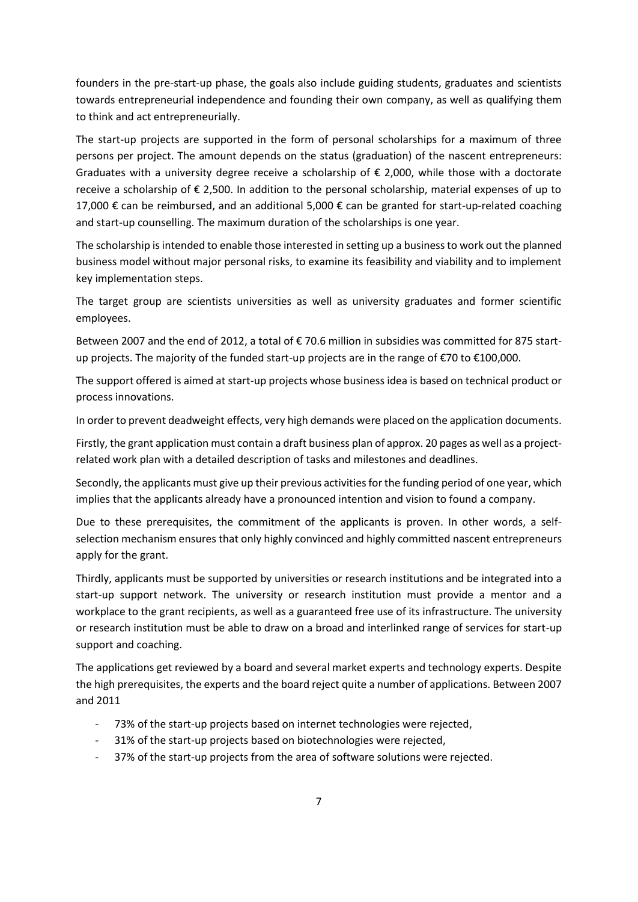founders in the pre-start-up phase, the goals also include guiding students, graduates and scientists towards entrepreneurial independence and founding their own company, as well as qualifying them to think and act entrepreneurially.

The start-up projects are supported in the form of personal scholarships for a maximum of three persons per project. The amount depends on the status (graduation) of the nascent entrepreneurs: Graduates with a university degree receive a scholarship of € 2,000, while those with a doctorate receive a scholarship of € 2,500. In addition to the personal scholarship, material expenses of up to 17,000 € can be reimbursed, and an additional 5,000 € can be granted for start-up-related coaching and start-up counselling. The maximum duration of the scholarships is one year.

The scholarship is intended to enable those interested in setting up a business to work out the planned business model without major personal risks, to examine its feasibility and viability and to implement key implementation steps.

The target group are scientists universities as well as university graduates and former scientific employees.

Between 2007 and the end of 2012, a total of € 70.6 million in subsidies was committed for 875 start-up projects. The majority of the funded start-up projects are in the range of €70 to €100,000.

The support offered is aimed at start-up projects whose business idea is based on technical product or process innovations.

In order to prevent deadweight effects, very high demands were placed on the application documents.

Firstly, the grant application must contain a draft business plan of approx. 20 pages as well as a project-related work plan with a detailed description of tasks and milestones and deadlines.

Secondly, the applicants must give up their previous activities for the funding period of one year, which implies that the applicants already have a pronounced intention and vision to found a company.

Due to these prerequisites, the commitment of the applicants is proven. In other words, a self-selection mechanism ensures that only highly convinced and highly committed nascent entrepreneurs apply for the grant.

Thirdly, applicants must be supported by universities or research institutions and be integrated into a start-up support network. The university or research institution must provide a mentor and a workplace to the grant recipients, as well as a guaranteed free use of its infrastructure. The university or research institution must be able to draw on a broad and interlinked range of services for start-up support and coaching.

The applications get reviewed by a board and several market experts and technology experts. Despite the high prerequisites, the experts and the board reject quite a number of applications. Between 2007 and 2011

- 73% of the start-up projects based on internet technologies were rejected,
- 31% of the start-up projects based on biotechnologies were rejected,
- 37% of the start-up projects from the area of software solutions were rejected.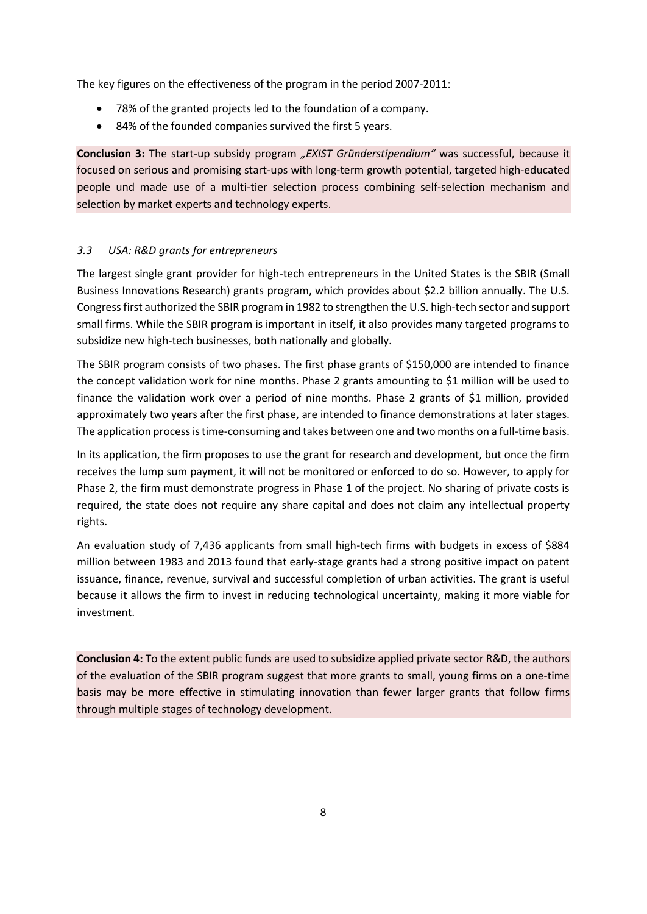The key figures on the effectiveness of the program in the period 2007-2011:

- 78% of the granted projects led to the foundation of a company.
- 84% of the founded companies survived the first 5 years.

**Conclusion 3:** The start-up subsidy program *„EXIST Gründerstipendium"* was successful, because it focused on serious and promising start-ups with long-term growth potential, targeted high-educated people und made use of a multi-tier selection process combining self-selection mechanism and selection by market experts and technology experts.

### *3.3 USA: R&D grants for entrepreneurs*

The largest single grant provider for high-tech entrepreneurs in the United States is the SBIR (Small Business Innovations Research) grants program, which provides about $2.2 billion annually. The U.S. Congress first authorized the SBIR program in 1982 to strengthen the U.S. high-tech sector and support small firms. While the SBIR program is important in itself, it also provides many targeted programs to subsidize new high-tech businesses, both nationally and globally.

The SBIR program consists of two phases. The first phase grants of $150,000 are intended to finance the concept validation work for nine months. Phase 2 grants amounting to $1 million will be used to finance the validation work over a period of nine months. Phase 2 grants of $1 million, provided approximately two years after the first phase, are intended to finance demonstrations at later stages. The application process is time-consuming and takes between one and two months on a full-time basis.

In its application, the firm proposes to use the grant for research and development, but once the firm receives the lump sum payment, it will not be monitored or enforced to do so. However, to apply for Phase 2, the firm must demonstrate progress in Phase 1 of the project. No sharing of private costs is required, the state does not require any share capital and does not claim any intellectual property rights.

An evaluation study of 7,436 applicants from small high-tech firms with budgets in excess of $884 million between 1983 and 2013 found that early-stage grants had a strong positive impact on patent issuance, finance, revenue, survival and successful completion of urban activities. The grant is useful because it allows the firm to invest in reducing technological uncertainty, making it more viable for investment.

**Conclusion 4:** To the extent public funds are used to subsidize applied private sector R&D, the authors of the evaluation of the SBIR program suggest that more grants to small, young firms on a one-time basis may be more effective in stimulating innovation than fewer larger grants that follow firms through multiple stages of technology development.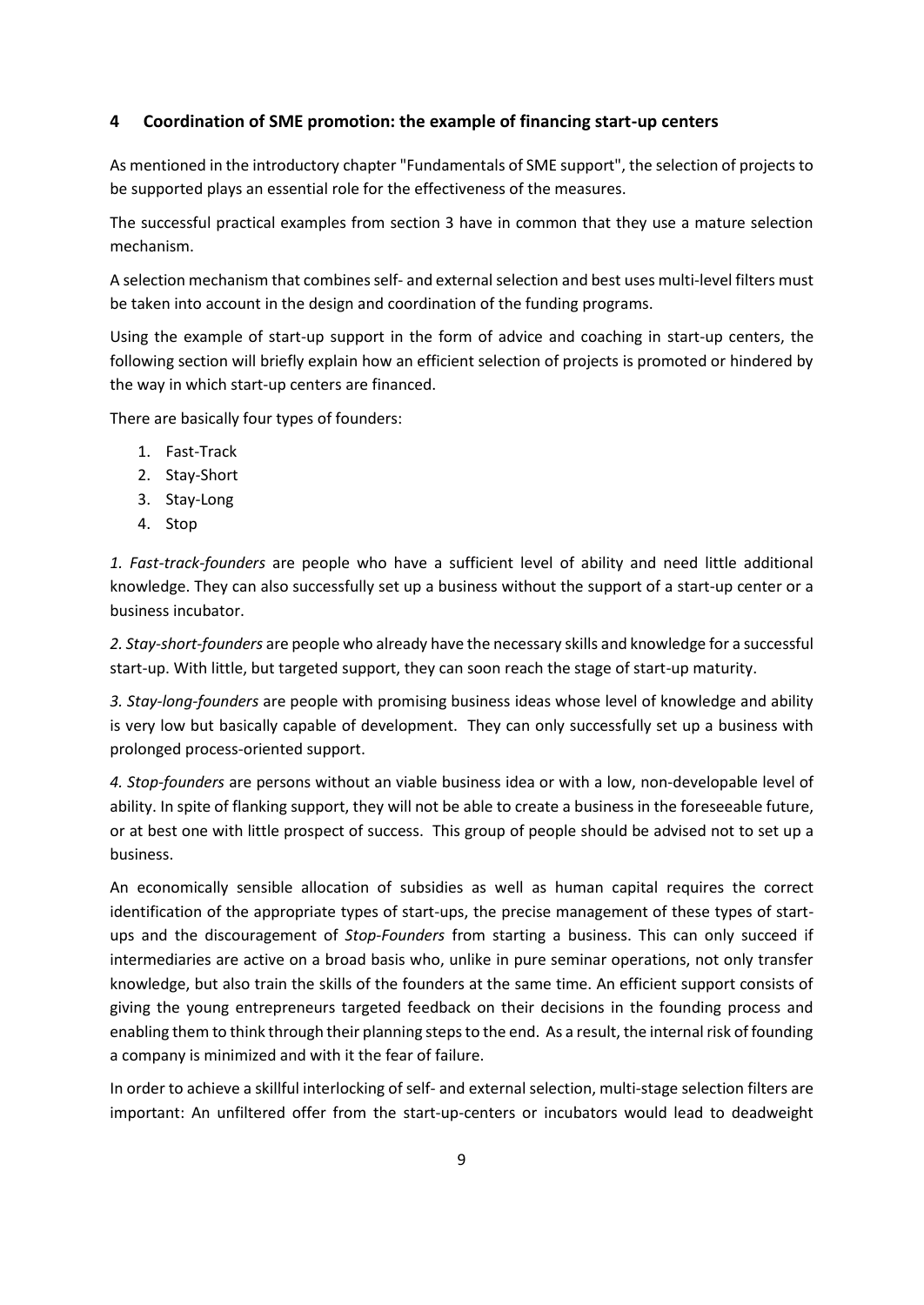## 4 Coordination of SME promotion: the example of financing start-up centers

As mentioned in the introductory chapter "Fundamentals of SME support", the selection of projects to be supported plays an essential role for the effectiveness of the measures.

The successful practical examples from section 3 have in common that they use a mature selection mechanism.

A selection mechanism that combines self- and external selection and best uses multi-level filters must be taken into account in the design and coordination of the funding programs.

Using the example of start-up support in the form of advice and coaching in start-up centers, the following section will briefly explain how an efficient selection of projects is promoted or hindered by the way in which start-up centers are financed.

There are basically four types of founders:

1. Fast-Track
2. Stay-Short
3. Stay-Long
4. Stop

*1. Fast-track-founders* are people who have a sufficient level of ability and need little additional knowledge. They can also successfully set up a business without the support of a start-up center or a business incubator.

*2. Stay-short-founders* are people who already have the necessary skills and knowledge for a successful start-up. With little, but targeted support, they can soon reach the stage of start-up maturity.

*3. Stay-long-founders* are people with promising business ideas whose level of knowledge and ability is very low but basically capable of development. They can only successfully set up a business with prolonged process-oriented support.

*4. Stop-founders* are persons without an viable business idea or with a low, non-developable level of ability. In spite of flanking support, they will not be able to create a business in the foreseeable future, or at best one with little prospect of success. This group of people should be advised not to set up a business.

An economically sensible allocation of subsidies as well as human capital requires the correct identification of the appropriate types of start-ups, the precise management of these types of start-ups and the discouragement of *Stop-Founders* from starting a business. This can only succeed if intermediaries are active on a broad basis who, unlike in pure seminar operations, not only transfer knowledge, but also train the skills of the founders at the same time. An efficient support consists of giving the young entrepreneurs targeted feedback on their decisions in the founding process and enabling them to think through their planning steps to the end. As a result, the internal risk of founding a company is minimized and with it the fear of failure.

In order to achieve a skillful interlocking of self- and external selection, multi-stage selection filters are important: An unfiltered offer from the start-up-centers or incubators would lead to deadweight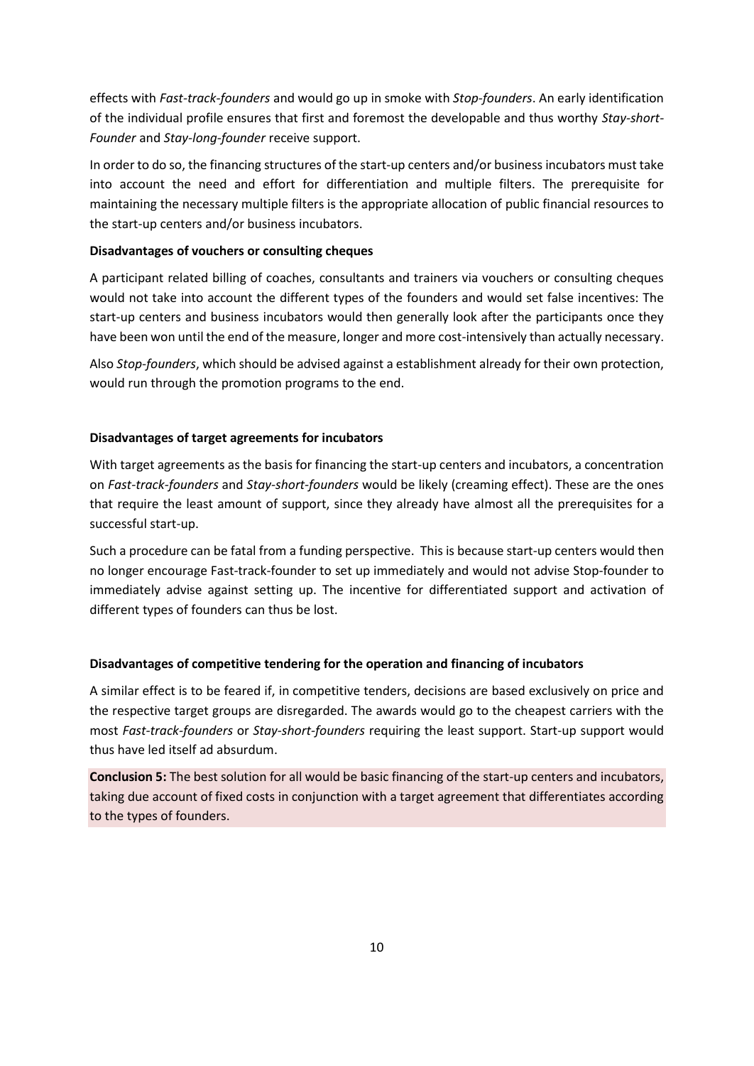effects with *Fast-track-founders* and would go up in smoke with *Stop-founders*. An early identification of the individual profile ensures that first and foremost the developable and thus worthy *Stay-short-Founder* and *Stay-long-founder* receive support.

In order to do so, the financing structures of the start-up centers and/or business incubators must take into account the need and effort for differentiation and multiple filters. The prerequisite for maintaining the necessary multiple filters is the appropriate allocation of public financial resources to the start-up centers and/or business incubators.

**Disadvantages of vouchers or consulting cheques**

A participant related billing of coaches, consultants and trainers via vouchers or consulting cheques would not take into account the different types of the founders and would set false incentives: The start-up centers and business incubators would then generally look after the participants once they have been won until the end of the measure, longer and more cost-intensively than actually necessary.

Also *Stop-founders*, which should be advised against a establishment already for their own protection, would run through the promotion programs to the end.

**Disadvantages of target agreements for incubators**

With target agreements as the basis for financing the start-up centers and incubators, a concentration on *Fast-track-founders* and *Stay-short-founders* would be likely (creaming effect). These are the ones that require the least amount of support, since they already have almost all the prerequisites for a successful start-up.

Such a procedure can be fatal from a funding perspective. This is because start-up centers would then no longer encourage Fast-track-founder to set up immediately and would not advise Stop-founder to immediately advise against setting up. The incentive for differentiated support and activation of different types of founders can thus be lost.

**Disadvantages of competitive tendering for the operation and financing of incubators**

A similar effect is to be feared if, in competitive tenders, decisions are based exclusively on price and the respective target groups are disregarded. The awards would go to the cheapest carriers with the most *Fast-track-founders* or *Stay-short-founders* requiring the least support. Start-up support would thus have led itself ad absurdum.

**Conclusion 5:** The best solution for all would be basic financing of the start-up centers and incubators, taking due account of fixed costs in conjunction with a target agreement that differentiates according to the types of founders.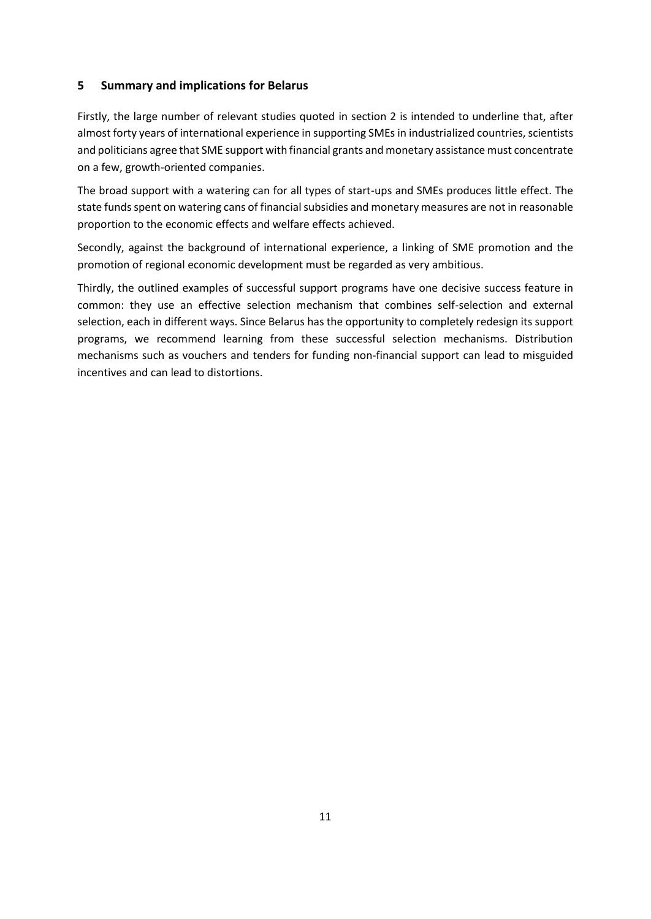## 5 Summary and implications for Belarus

Firstly, the large number of relevant studies quoted in section 2 is intended to underline that, after almost forty years of international experience in supporting SMEs in industrialized countries, scientists and politicians agree that SME support with financial grants and monetary assistance must concentrate on a few, growth-oriented companies.

The broad support with a watering can for all types of start-ups and SMEs produces little effect. The state funds spent on watering cans of financial subsidies and monetary measures are not in reasonable proportion to the economic effects and welfare effects achieved.

Secondly, against the background of international experience, a linking of SME promotion and the promotion of regional economic development must be regarded as very ambitious.

Thirdly, the outlined examples of successful support programs have one decisive success feature in common: they use an effective selection mechanism that combines self-selection and external selection, each in different ways. Since Belarus has the opportunity to completely redesign its support programs, we recommend learning from these successful selection mechanisms. Distribution mechanisms such as vouchers and tenders for funding non-financial support can lead to misguided incentives and can lead to distortions.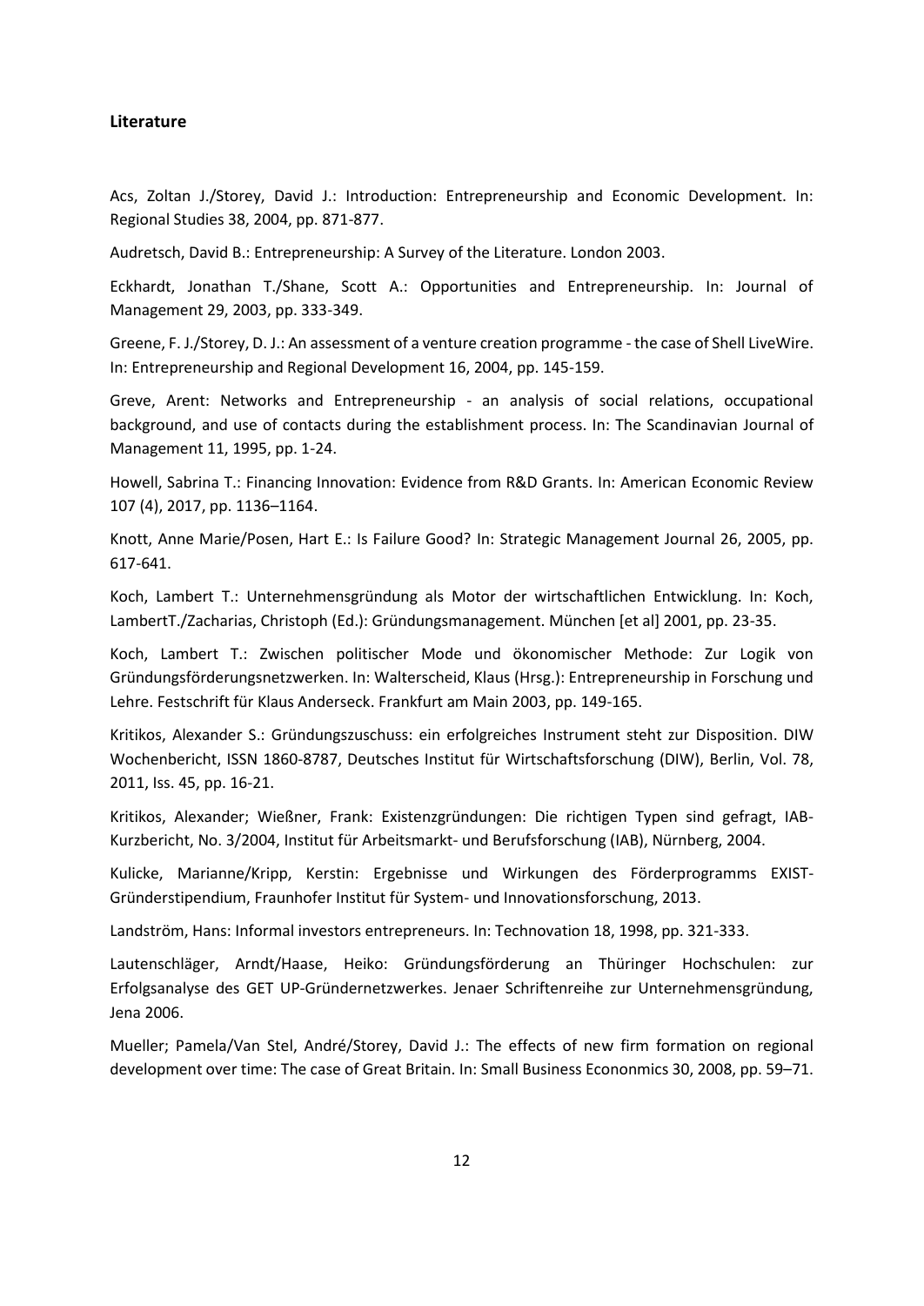## Literature

Acs, Zoltan J./Storey, David J.: Introduction: Entrepreneurship and Economic Development. In: Regional Studies 38, 2004, pp. 871-877.

Audretsch, David B.: Entrepreneurship: A Survey of the Literature. London 2003.

Eckhardt, Jonathan T./Shane, Scott A.: Opportunities and Entrepreneurship. In: Journal of Management 29, 2003, pp. 333-349.

Greene, F. J./Storey, D. J.: An assessment of a venture creation programme - the case of Shell LiveWire. In: Entrepreneurship and Regional Development 16, 2004, pp. 145-159.

Greve, Arent: Networks and Entrepreneurship - an analysis of social relations, occupational background, and use of contacts during the establishment process. In: The Scandinavian Journal of Management 11, 1995, pp. 1-24.

Howell, Sabrina T.: Financing Innovation: Evidence from R&D Grants. In: American Economic Review 107 (4), 2017, pp. 1136–1164.

Knott, Anne Marie/Posen, Hart E.: Is Failure Good? In: Strategic Management Journal 26, 2005, pp. 617-641.

Koch, Lambert T.: Unternehmensgründung als Motor der wirtschaftlichen Entwicklung. In: Koch, LambertT./Zacharias, Christoph (Ed.): Gründungsmanagement. München [et al] 2001, pp. 23-35.

Koch, Lambert T.: Zwischen politischer Mode und ökonomischer Methode: Zur Logik von Gründungsförderungsnetzwerken. In: Walterscheid, Klaus (Hrsg.): Entrepreneurship in Forschung und Lehre. Festschrift für Klaus Anderseck. Frankfurt am Main 2003, pp. 149-165.

Kritikos, Alexander S.: Gründungszuschuss: ein erfolgreiches Instrument steht zur Disposition. DIW Wochenbericht, ISSN 1860-8787, Deutsches Institut für Wirtschaftsforschung (DIW), Berlin, Vol. 78, 2011, Iss. 45, pp. 16-21.

Kritikos, Alexander; Wießner, Frank: Existenzgründungen: Die richtigen Typen sind gefragt, IAB-Kurzbericht, No. 3/2004, Institut für Arbeitsmarkt- und Berufsforschung (IAB), Nürnberg, 2004.

Kulicke, Marianne/Kripp, Kerstin: Ergebnisse und Wirkungen des Förderprogramms EXIST-Gründerstipendium, Fraunhofer Institut für System- und Innovationsforschung, 2013.

Landström, Hans: Informal investors entrepreneurs. In: Technovation 18, 1998, pp. 321-333.

Lautenschläger, Arndt/Haase, Heiko: Gründungsförderung an Thüringer Hochschulen: zur Erfolgsanalyse des GET UP-Gründernetzwerkes. Jenaer Schriftenreihe zur Unternehmensgründung, Jena 2006.

Mueller; Pamela/Van Stel, André/Storey, David J.: The effects of new firm formation on regional development over time: The case of Great Britain. In: Small Business Econonmics 30, 2008, pp. 59–71.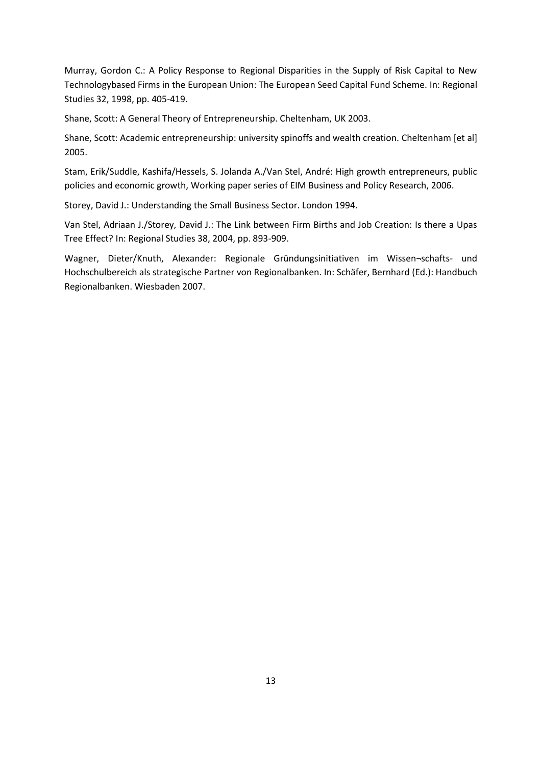Murray, Gordon C.: A Policy Response to Regional Disparities in the Supply of Risk Capital to New Technologybased Firms in the European Union: The European Seed Capital Fund Scheme. In: Regional Studies 32, 1998, pp. 405-419.

Shane, Scott: A General Theory of Entrepreneurship. Cheltenham, UK 2003.

Shane, Scott: Academic entrepreneurship: university spinoffs and wealth creation. Cheltenham [et al] 2005.

Stam, Erik/Suddle, Kashifa/Hessels, S. Jolanda A./Van Stel, André: High growth entrepreneurs, public policies and economic growth, Working paper series of EIM Business and Policy Research, 2006.

Storey, David J.: Understanding the Small Business Sector. London 1994.

Van Stel, Adriaan J./Storey, David J.: The Link between Firm Births and Job Creation: Is there a Upas Tree Effect? In: Regional Studies 38, 2004, pp. 893-909.

Wagner, Dieter/Knuth, Alexander: Regionale Gründungsinitiativen im Wissen¬schafts- und Hochschulbereich als strategische Partner von Regionalbanken. In: Schäfer, Bernhard (Ed.): Handbuch Regionalbanken. Wiesbaden 2007.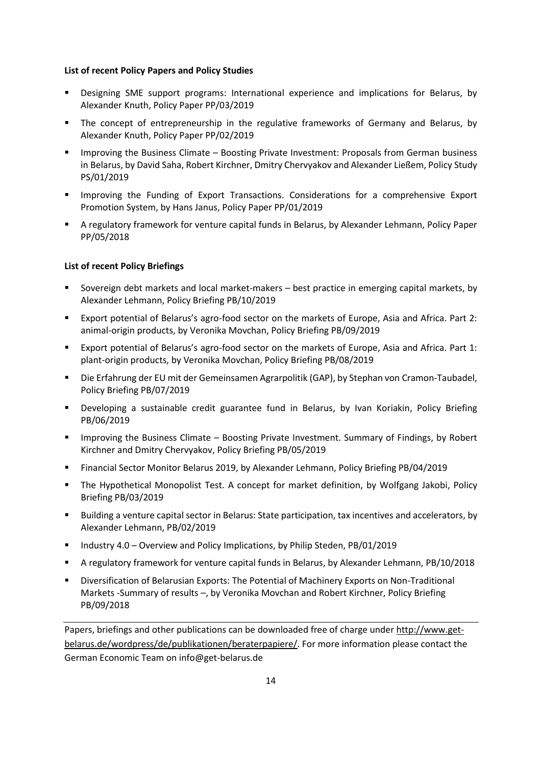**List of recent Policy Papers and Policy Studies**

- Designing SME support programs: International experience and implications for Belarus, by Alexander Knuth, Policy Paper PP/03/2019
- The concept of entrepreneurship in the regulative frameworks of Germany and Belarus, by Alexander Knuth, Policy Paper PP/02/2019
- Improving the Business Climate – Boosting Private Investment: Proposals from German business in Belarus, by David Saha, Robert Kirchner, Dmitry Chervyakov and Alexander Ließem, Policy Study PS/01/2019
- Improving the Funding of Export Transactions. Considerations for a comprehensive Export Promotion System, by Hans Janus, Policy Paper PP/01/2019
- A regulatory framework for venture capital funds in Belarus, by Alexander Lehmann, Policy Paper PP/05/2018

**List of recent Policy Briefings**

- Sovereign debt markets and local market-makers – best practice in emerging capital markets, by Alexander Lehmann, Policy Briefing PB/10/2019
- Export potential of Belarus's agro-food sector on the markets of Europe, Asia and Africa. Part 2: animal-origin products, by Veronika Movchan, Policy Briefing PB/09/2019
- Export potential of Belarus's agro-food sector on the markets of Europe, Asia and Africa. Part 1: plant-origin products, by Veronika Movchan, Policy Briefing PB/08/2019
- Die Erfahrung der EU mit der Gemeinsamen Agrarpolitik (GAP), by Stephan von Cramon-Taubadel, Policy Briefing PB/07/2019
- Developing a sustainable credit guarantee fund in Belarus, by Ivan Koriakin, Policy Briefing PB/06/2019
- Improving the Business Climate – Boosting Private Investment. Summary of Findings, by Robert Kirchner and Dmitry Chervyakov, Policy Briefing PB/05/2019
- Financial Sector Monitor Belarus 2019, by Alexander Lehmann, Policy Briefing PB/04/2019
- The Hypothetical Monopolist Test. A concept for market definition, by Wolfgang Jakobi, Policy Briefing PB/03/2019
- Building a venture capital sector in Belarus: State participation, tax incentives and accelerators, by Alexander Lehmann, PB/02/2019
- Industry 4.0 – Overview and Policy Implications, by Philip Steden, PB/01/2019
- A regulatory framework for venture capital funds in Belarus, by Alexander Lehmann, PB/10/2018
- Diversification of Belarusian Exports: The Potential of Machinery Exports on Non-Traditional Markets -Summary of results –, by Veronika Movchan and Robert Kirchner, Policy Briefing PB/09/2018

---

Papers, briefings and other publications can be downloaded free of charge under http://www.get-belarus.de/wordpress/de/publikationen/beraterpapiere/. For more information please contact the German Economic Team on info@get-belarus.de